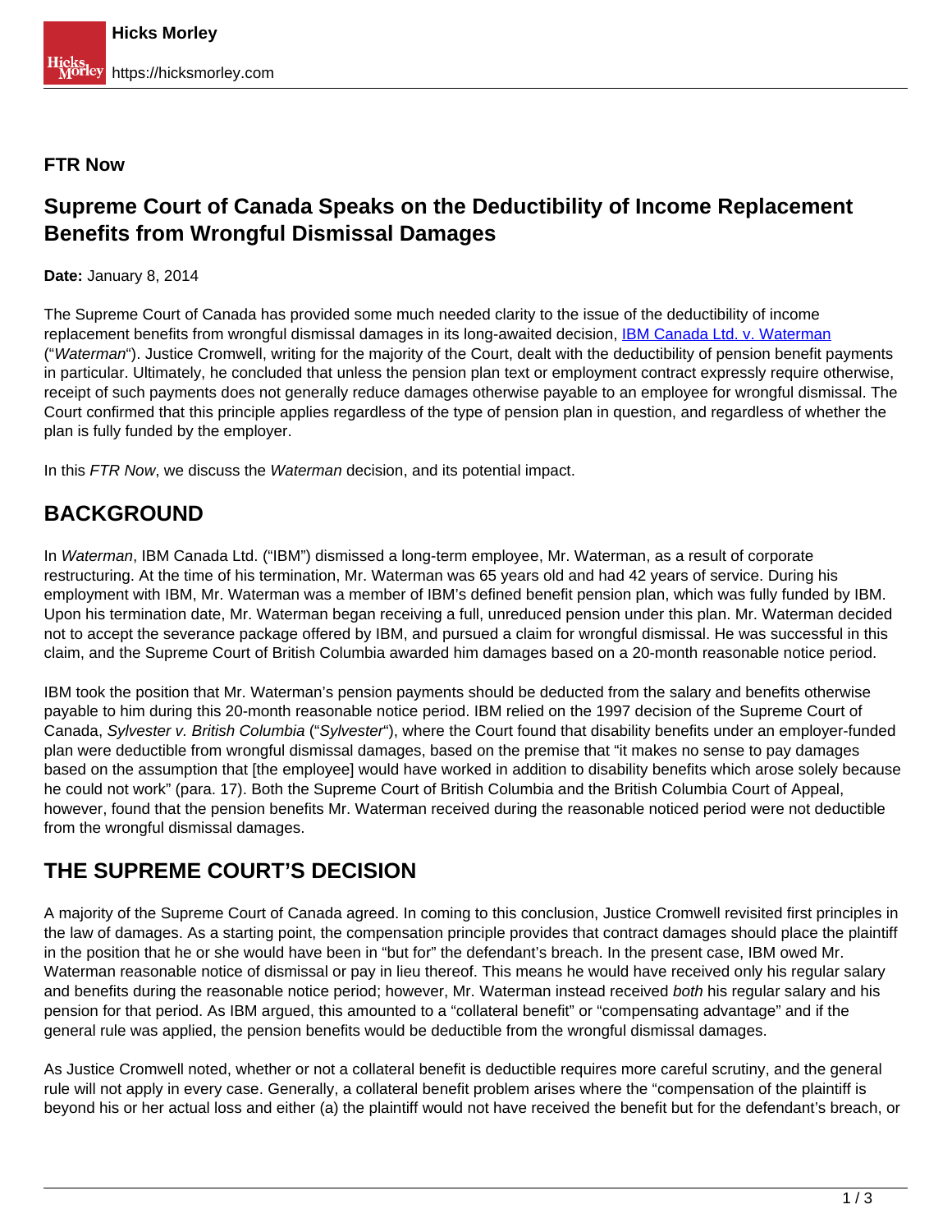**FTR Now**

# Supreme Court of Canada Speaks on the Deductibility of Income Replacement Benefits from Wrongful Dismissal Damages

**Date:** January 8, 2014

The Supreme Court of Canada has provided some much needed clarity to the issue of the deductibility of income replacement benefits from wrongful dismissal damages in its long-awaited decision, IBM Canada Ltd. v. Waterman ("*Waterman*"). Justice Cromwell, writing for the majority of the Court, dealt with the deductibility of pension benefit payments in particular. Ultimately, he concluded that unless the pension plan text or employment contract expressly require otherwise, receipt of such payments does not generally reduce damages otherwise payable to an employee for wrongful dismissal. The Court confirmed that this principle applies regardless of the type of pension plan in question, and regardless of whether the plan is fully funded by the employer.

In this *FTR Now*, we discuss the *Waterman* decision, and its potential impact.

## BACKGROUND

In *Waterman*, IBM Canada Ltd. ("IBM") dismissed a long-term employee, Mr. Waterman, as a result of corporate restructuring. At the time of his termination, Mr. Waterman was 65 years old and had 42 years of service. During his employment with IBM, Mr. Waterman was a member of IBM's defined benefit pension plan, which was fully funded by IBM. Upon his termination date, Mr. Waterman began receiving a full, unreduced pension under this plan. Mr. Waterman decided not to accept the severance package offered by IBM, and pursued a claim for wrongful dismissal. He was successful in this claim, and the Supreme Court of British Columbia awarded him damages based on a 20-month reasonable notice period.

IBM took the position that Mr. Waterman's pension payments should be deducted from the salary and benefits otherwise payable to him during this 20-month reasonable notice period. IBM relied on the 1997 decision of the Supreme Court of Canada, *Sylvester v. British Columbia* ("*Sylvester*"), where the Court found that disability benefits under an employer-funded plan were deductible from wrongful dismissal damages, based on the premise that "it makes no sense to pay damages based on the assumption that [the employee] would have worked in addition to disability benefits which arose solely because he could not work" (para. 17). Both the Supreme Court of British Columbia and the British Columbia Court of Appeal, however, found that the pension benefits Mr. Waterman received during the reasonable noticed period were not deductible from the wrongful dismissal damages.

## THE SUPREME COURT'S DECISION

A majority of the Supreme Court of Canada agreed. In coming to this conclusion, Justice Cromwell revisited first principles in the law of damages. As a starting point, the compensation principle provides that contract damages should place the plaintiff in the position that he or she would have been in "but for" the defendant's breach. In the present case, IBM owed Mr. Waterman reasonable notice of dismissal or pay in lieu thereof. This means he would have received only his regular salary and benefits during the reasonable notice period; however, Mr. Waterman instead received *both* his regular salary and his pension for that period. As IBM argued, this amounted to a "collateral benefit" or "compensating advantage" and if the general rule was applied, the pension benefits would be deductible from the wrongful dismissal damages.

As Justice Cromwell noted, whether or not a collateral benefit is deductible requires more careful scrutiny, and the general rule will not apply in every case. Generally, a collateral benefit problem arises where the "compensation of the plaintiff is beyond his or her actual loss and either (a) the plaintiff would not have received the benefit but for the defendant's breach, or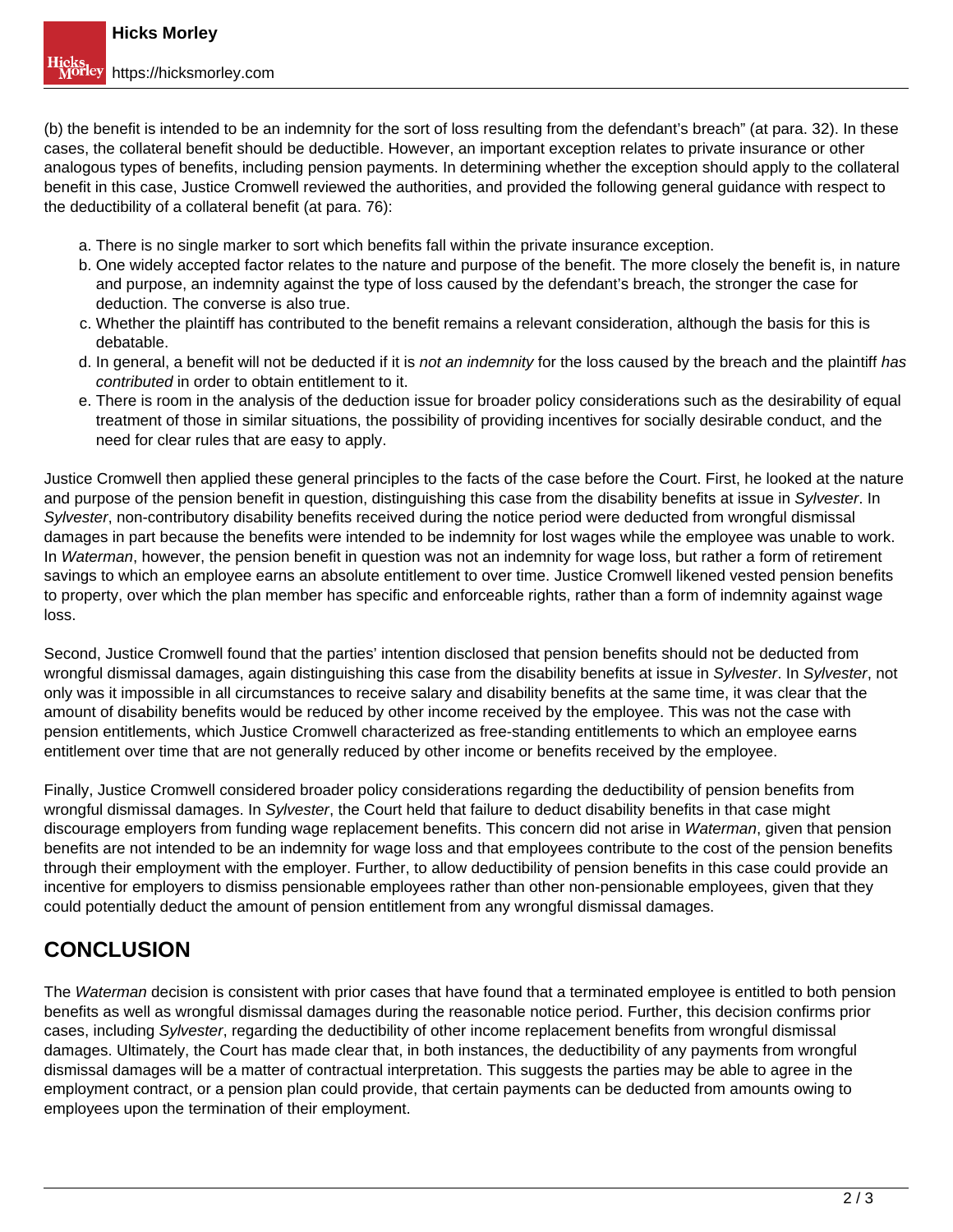(b) the benefit is intended to be an indemnity for the sort of loss resulting from the defendant's breach" (at para. 32). In these cases, the collateral benefit should be deductible. However, an important exception relates to private insurance or other analogous types of benefits, including pension payments. In determining whether the exception should apply to the collateral benefit in this case, Justice Cromwell reviewed the authorities, and provided the following general guidance with respect to the deductibility of a collateral benefit (at para. 76):

a. There is no single marker to sort which benefits fall within the private insurance exception.
b. One widely accepted factor relates to the nature and purpose of the benefit. The more closely the benefit is, in nature and purpose, an indemnity against the type of loss caused by the defendant's breach, the stronger the case for deduction. The converse is also true.
c. Whether the plaintiff has contributed to the benefit remains a relevant consideration, although the basis for this is debatable.
d. In general, a benefit will not be deducted if it is *not an indemnity* for the loss caused by the breach and the plaintiff *has contributed* in order to obtain entitlement to it.
e. There is room in the analysis of the deduction issue for broader policy considerations such as the desirability of equal treatment of those in similar situations, the possibility of providing incentives for socially desirable conduct, and the need for clear rules that are easy to apply.

Justice Cromwell then applied these general principles to the facts of the case before the Court. First, he looked at the nature and purpose of the pension benefit in question, distinguishing this case from the disability benefits at issue in *Sylvester*. In *Sylvester*, non-contributory disability benefits received during the notice period were deducted from wrongful dismissal damages in part because the benefits were intended to be indemnity for lost wages while the employee was unable to work. In *Waterman*, however, the pension benefit in question was not an indemnity for wage loss, but rather a form of retirement savings to which an employee earns an absolute entitlement to over time. Justice Cromwell likened vested pension benefits to property, over which the plan member has specific and enforceable rights, rather than a form of indemnity against wage loss.

Second, Justice Cromwell found that the parties' intention disclosed that pension benefits should not be deducted from wrongful dismissal damages, again distinguishing this case from the disability benefits at issue in *Sylvester*. In *Sylvester*, not only was it impossible in all circumstances to receive salary and disability benefits at the same time, it was clear that the amount of disability benefits would be reduced by other income received by the employee. This was not the case with pension entitlements, which Justice Cromwell characterized as free-standing entitlements to which an employee earns entitlement over time that are not generally reduced by other income or benefits received by the employee.

Finally, Justice Cromwell considered broader policy considerations regarding the deductibility of pension benefits from wrongful dismissal damages. In *Sylvester*, the Court held that failure to deduct disability benefits in that case might discourage employers from funding wage replacement benefits. This concern did not arise in *Waterman*, given that pension benefits are not intended to be an indemnity for wage loss and that employees contribute to the cost of the pension benefits through their employment with the employer. Further, to allow deductibility of pension benefits in this case could provide an incentive for employers to dismiss pensionable employees rather than other non-pensionable employees, given that they could potentially deduct the amount of pension entitlement from any wrongful dismissal damages.

## CONCLUSION

The *Waterman* decision is consistent with prior cases that have found that a terminated employee is entitled to both pension benefits as well as wrongful dismissal damages during the reasonable notice period. Further, this decision confirms prior cases, including *Sylvester*, regarding the deductibility of other income replacement benefits from wrongful dismissal damages. Ultimately, the Court has made clear that, in both instances, the deductibility of any payments from wrongful dismissal damages will be a matter of contractual interpretation. This suggests the parties may be able to agree in the employment contract, or a pension plan could provide, that certain payments can be deducted from amounts owing to employees upon the termination of their employment.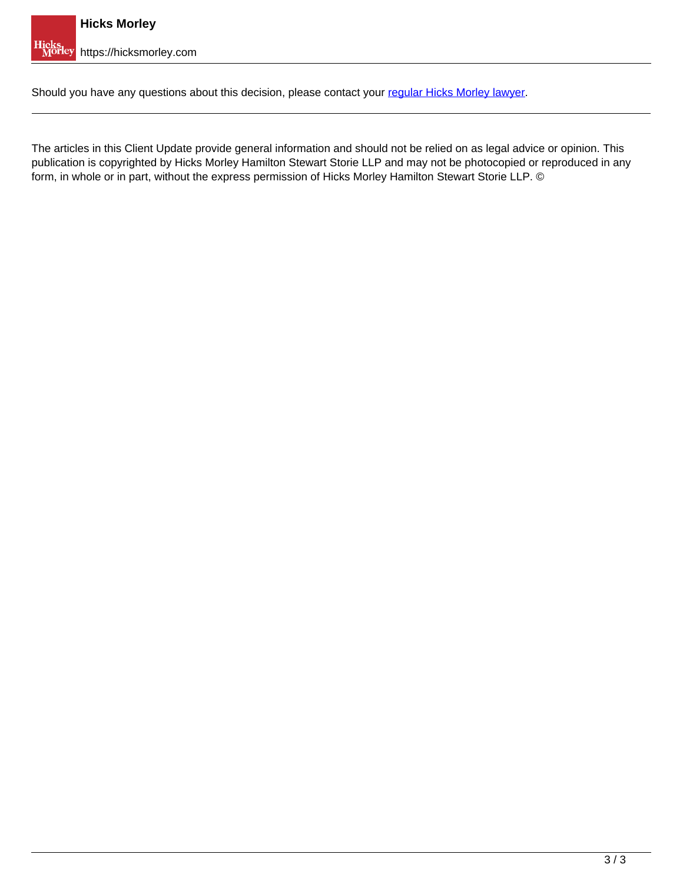Should you have any questions about this decision, please contact your regular Hicks Morley lawyer.

---

The articles in this Client Update provide general information and should not be relied on as legal advice or opinion. This publication is copyrighted by Hicks Morley Hamilton Stewart Storie LLP and may not be photocopied or reproduced in any form, in whole or in part, without the express permission of Hicks Morley Hamilton Stewart Storie LLP. ©